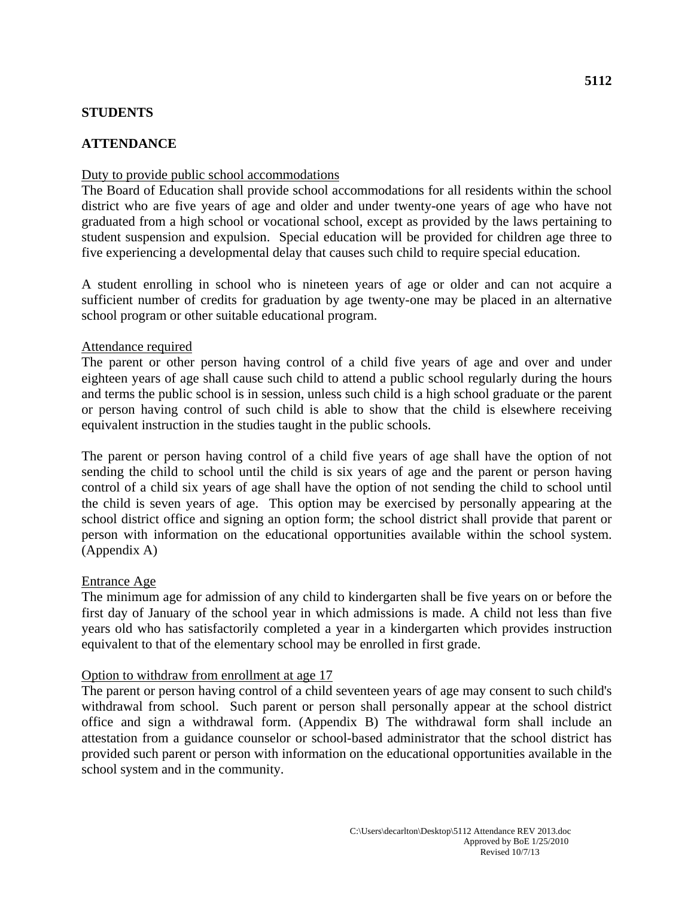**5112**

**STUDENTS**

**ATTENDANCE**

Duty to provide public school accommodations

The Board of Education shall provide school accommodations for all residents within the school district who are five years of age and older and under twenty-one years of age who have not graduated from a high school or vocational school, except as provided by the laws pertaining to student suspension and expulsion. Special education will be provided for children age three to five experiencing a developmental delay that causes such child to require special education.

A student enrolling in school who is nineteen years of age or older and can not acquire a sufficient number of credits for graduation by age twenty-one may be placed in an alternative school program or other suitable educational program.

Attendance required

The parent or other person having control of a child five years of age and over and under eighteen years of age shall cause such child to attend a public school regularly during the hours and terms the public school is in session, unless such child is a high school graduate or the parent or person having control of such child is able to show that the child is elsewhere receiving equivalent instruction in the studies taught in the public schools.

The parent or person having control of a child five years of age shall have the option of not sending the child to school until the child is six years of age and the parent or person having control of a child six years of age shall have the option of not sending the child to school until the child is seven years of age. This option may be exercised by personally appearing at the school district office and signing an option form; the school district shall provide that parent or person with information on the educational opportunities available within the school system. (Appendix A)

Entrance Age

The minimum age for admission of any child to kindergarten shall be five years on or before the first day of January of the school year in which admissions is made. A child not less than five years old who has satisfactorily completed a year in a kindergarten which provides instruction equivalent to that of the elementary school may be enrolled in first grade.

Option to withdraw from enrollment at age 17

The parent or person having control of a child seventeen years of age may consent to such child's withdrawal from school. Such parent or person shall personally appear at the school district office and sign a withdrawal form. (Appendix B) The withdrawal form shall include an attestation from a guidance counselor or school-based administrator that the school district has provided such parent or person with information on the educational opportunities available in the school system and in the community.

C:\Users\decarlton\Desktop\5112 Attendance REV 2013.doc
Approved by BoE 1/25/2010
Revised 10/7/13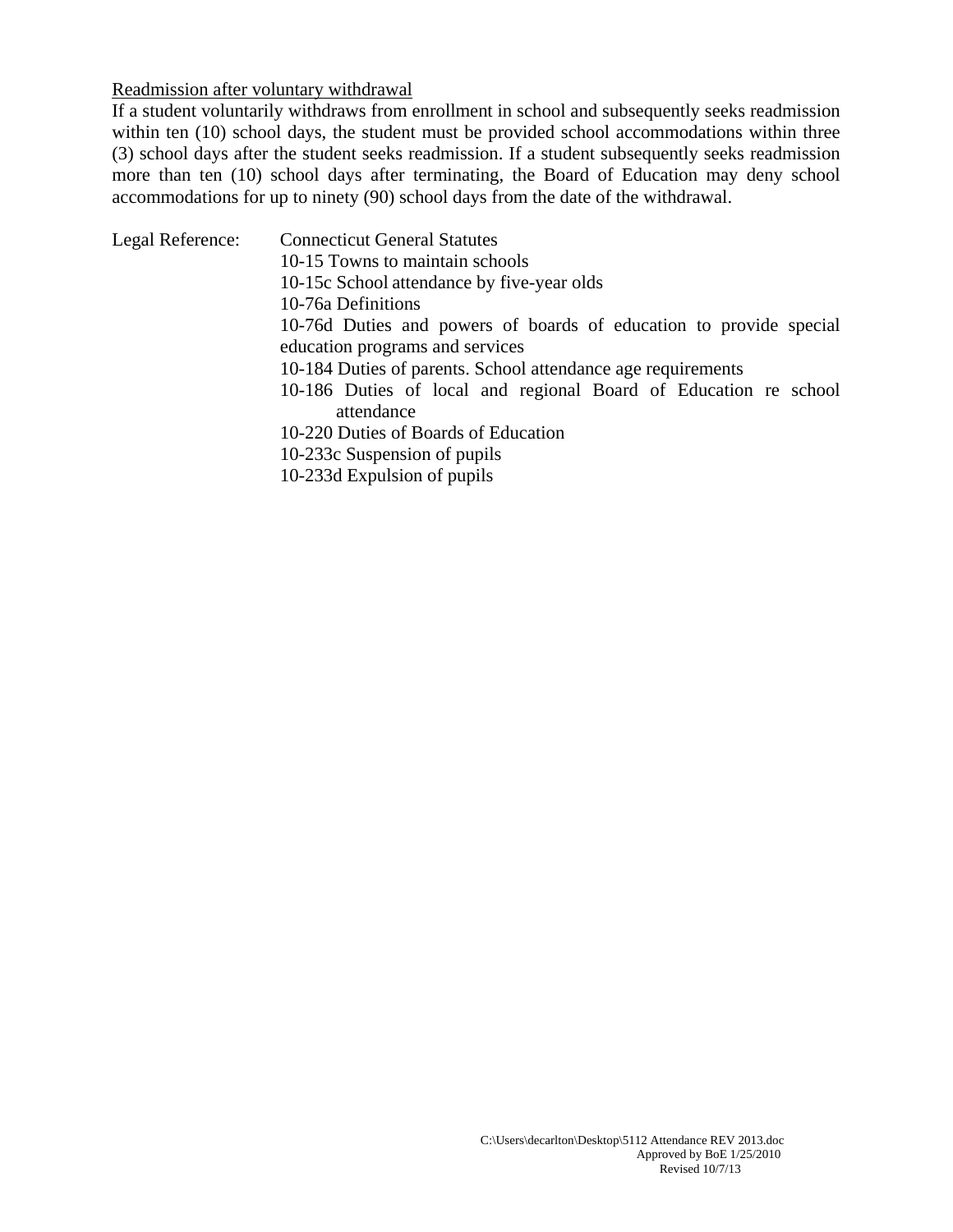<u>Readmission after voluntary withdrawal</u>

If a student voluntarily withdraws from enrollment in school and subsequently seeks readmission within ten (10) school days, the student must be provided school accommodations within three (3) school days after the student seeks readmission. If a student subsequently seeks readmission more than ten (10) school days after terminating, the Board of Education may deny school accommodations for up to ninety (90) school days from the date of the withdrawal.

Legal Reference: Connecticut General Statutes

- 10-15 Towns to maintain schools
- 10-15c School attendance by five-year olds
- 10-76a Definitions
- 10-76d Duties and powers of boards of education to provide special education programs and services
- 10-184 Duties of parents. School attendance age requirements
- 10-186 Duties of local and regional Board of Education re school attendance
- 10-220 Duties of Boards of Education
- 10-233c Suspension of pupils
- 10-233d Expulsion of pupils

C:\Users\decarlton\Desktop\5112 Attendance REV 2013.doc
Approved by BoE 1/25/2010
Revised 10/7/13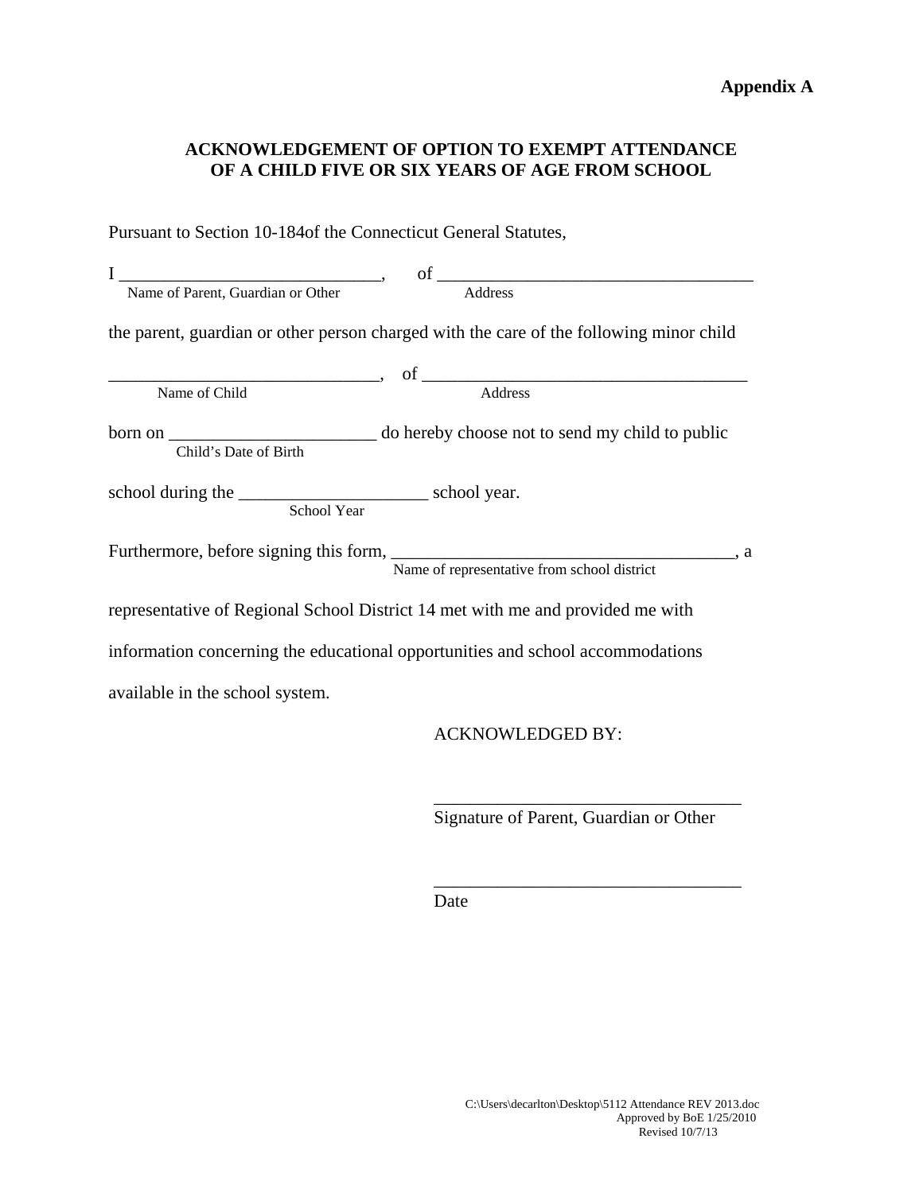**Appendix A**

## ACKNOWLEDGEMENT OF OPTION TO EXEMPT ATTENDANCE OF A CHILD FIVE OR SIX YEARS OF AGE FROM SCHOOL

Pursuant to Section 10-184of the Connecticut General Statutes,

I ______________________________, of ____________________________________
Name of Parent, Guardian or Other Address

the parent, guardian or other person charged with the care of the following minor child

______________________________, of ____________________________________
Name of Child Address

born on _______________________ do hereby choose not to send my child to public
Child's Date of Birth

school during the _____________________ school year.
School Year

Furthermore, before signing this form, ______________________________________, a
Name of representative from school district

representative of Regional School District 14 met with me and provided me with information concerning the educational opportunities and school accommodations available in the school system.

ACKNOWLEDGED BY:

__________________________________
Signature of Parent, Guardian or Other

__________________________________
Date

C:\Users\decarlton\Desktop\5112 Attendance REV 2013.doc
Approved by BoE 1/25/2010
Revised 10/7/13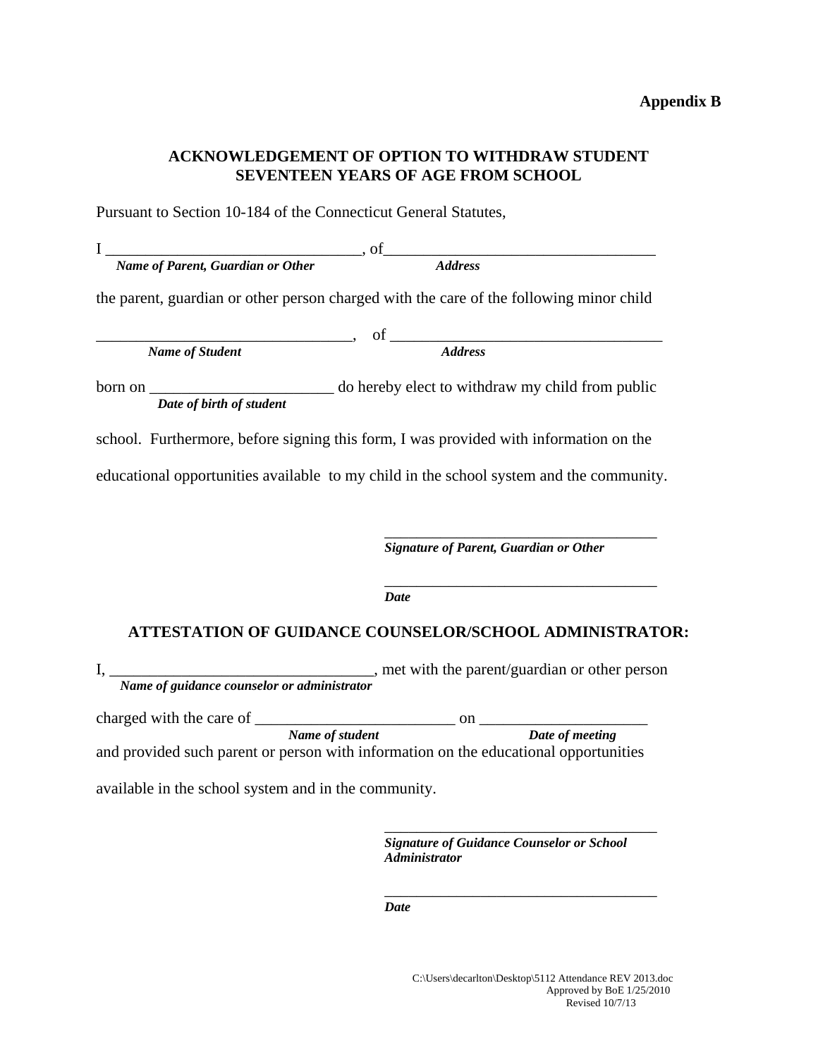**Appendix B**

## ACKNOWLEDGEMENT OF OPTION TO WITHDRAW STUDENT SEVENTEEN YEARS OF AGE FROM SCHOOL

Pursuant to Section 10-184 of the Connecticut General Statutes,

I ________________________________, of___________________________________
*Name of Parent, Guardian or Other* *Address*

the parent, guardian or other person charged with the care of the following minor child

________________________________, of ___________________________________
*Name of Student* *Address*

born on _______________________ do hereby elect to withdraw my child from public
*Date of birth of student*

school. Furthermore, before signing this form, I was provided with information on the educational opportunities available to my child in the school system and the community.

___________________________________
*Signature of Parent, Guardian or Other*

___________________________________
*Date*

## ATTESTATION OF GUIDANCE COUNSELOR/SCHOOL ADMINISTRATOR:

I, _________________________________, met with the parent/guardian or other person
*Name of guidance counselor or administrator*

charged with the care of _________________________ on _____________________
*Name of student* *Date of meeting*

and provided such parent or person with information on the educational opportunities available in the school system and in the community.

___________________________________
*Signature of Guidance Counselor or School Administrator*

___________________________________
*Date*

C:\Users\decarlton\Desktop\5112 Attendance REV 2013.doc
Approved by BoE 1/25/2010
Revised 10/7/13